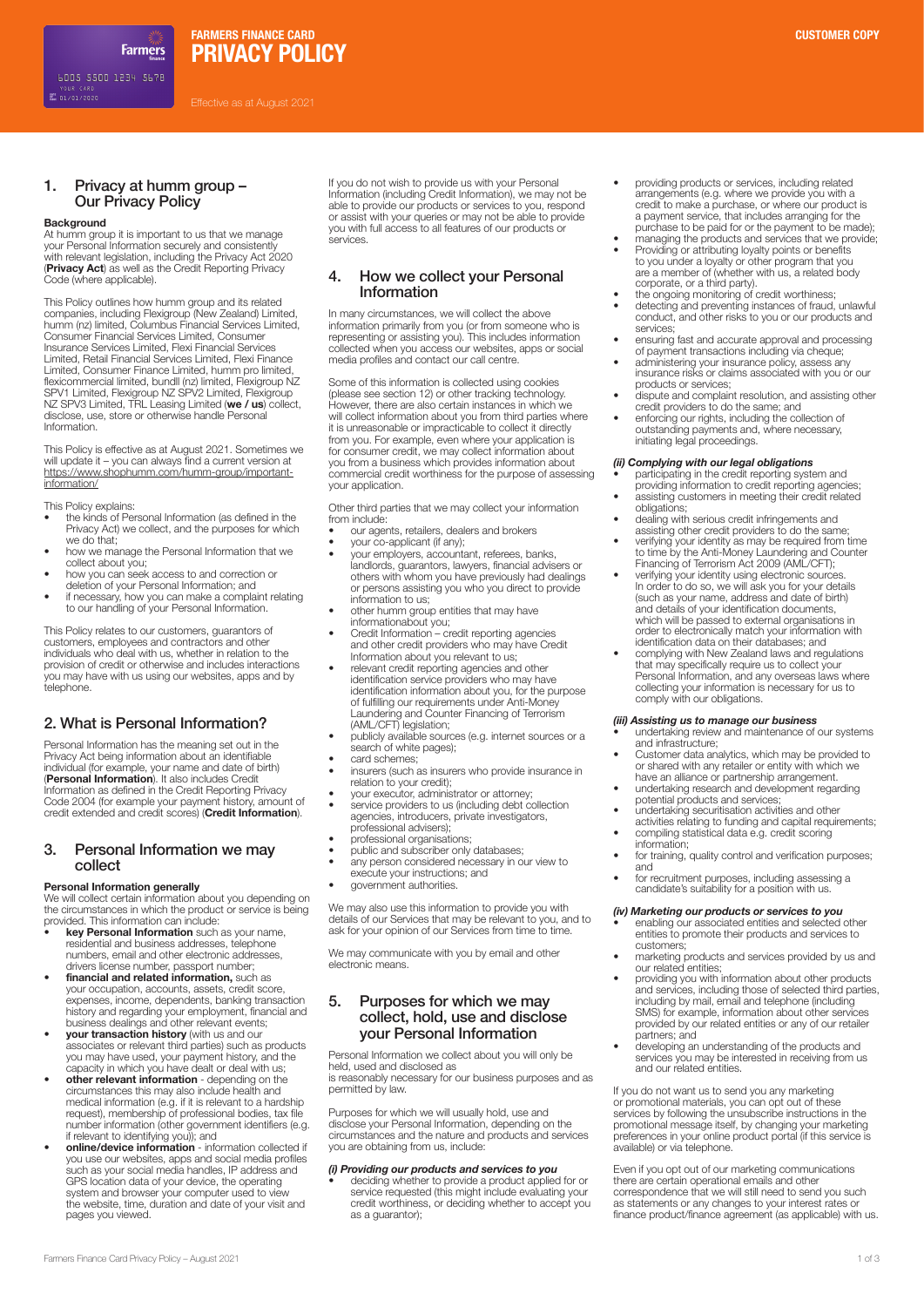# FARMERS FINANCE CARD PRIVACY POLICY

CUSTOMER COPY

Effective as at August 2021

## 1. Privacy at humm group – Our Privacy Policy

**Background**

At humm group it is important to us that we manage your Personal Information securely and consistently with relevant legislation, including the Privacy Act 2020 (**Privacy Act**) as well as the Credit Reporting Privacy Code (where applicable).

This Policy outlines how humm group and its related companies, including Flexigroup (New Zealand) Limited, humm (nz) limited, Columbus Financial Services Limited, Consumer Financial Services Limited, Consumer Insurance Services Limited, Flexi Financial Services Limited, Retail Financial Services Limited, Flexi Finance Limited, Consumer Finance Limited, humm pro limited, flexicommercial limited, bundll (nz) limited, Flexigroup NZ SPV1 Limited, Flexigroup NZ SPV2 Limited, Flexigroup NZ SPV3 Limited, TRL Leasing Limited (**we / us**) collect, disclose, use, store or otherwise handle Personal Information.

This Policy is effective as at August 2021. Sometimes we will update it – you can always find a current version at https://www.shophumm.com/humm-group/important-information/

This Policy explains:

- the kinds of Personal Information (as defined in the Privacy Act) we collect, and the purposes for which we do that;
- how we manage the Personal Information that we collect about you;
- how you can seek access to and correction or deletion of your Personal Information; and
- if necessary, how you can make a complaint relating to our handling of your Personal Information.

This Policy relates to our customers, guarantors of customers, employees and contractors and other individuals who deal with us, whether in relation to the provision of credit or otherwise and includes interactions you may have with us using our websites, apps and by telephone.

## 2. What is Personal Information?

Personal Information has the meaning set out in the Privacy Act being information about an identifiable individual (for example, your name and date of birth) (**Personal Information**). It also includes Credit Information as defined in the Credit Reporting Privacy Code 2004 (for example your payment history, amount of credit extended and credit scores) (**Credit Information**).

## 3. Personal Information we may collect

**Personal Information generally**

We will collect certain information about you depending on the circumstances in which the product or service is being provided. This information can include:

- **key Personal Information** such as your name, residential and business addresses, telephone numbers, email and other electronic addresses, drivers license number, passport number;
- **financial and related information,** such as your occupation, accounts, assets, credit score, expenses, income, dependents, banking transaction history and regarding your employment, financial and business dealings and other relevant events;
- **your transaction history** (with us and our associates or relevant third parties) such as products you may have used, your payment history, and the capacity in which you have dealt or deal with us;
- **other relevant information** - depending on the circumstances this may also include health and medical information (e.g. if it is relevant to a hardship request), membership of professional bodies, tax file number information (other government identifiers (e.g. if relevant to identifying you)); and
- **online/device information** - information collected if you use our websites, apps and social media profiles such as your social media handles, IP address and GPS location data of your device, the operating system and browser your computer used to view the website, time, duration and date of your visit and pages you viewed.

If you do not wish to provide us with your Personal Information (including Credit Information), we may not be able to provide our products or services to you, respond or assist with your queries or may not be able to provide you with full access to all features of our products or services.

## 4. How we collect your Personal Information

In many circumstances, we will collect the above information primarily from you (or from someone who is representing or assisting you). This includes information collected when you access our websites, apps or social media profiles and contact our call centre.

Some of this information is collected using cookies (please see section 12) or other tracking technology. However, there are also certain instances in which we will collect information about you from third parties where it is unreasonable or impracticable to collect it directly from you. For example, even where your application is for consumer credit, we may collect information about you from a business which provides information about commercial credit worthiness for the purpose of assessing your application.

Other third parties that we may collect your information from include:

- our agents, retailers, dealers and brokers
- your co-applicant (if any);
- your employers, accountant, referees, banks, landlords, guarantors, lawyers, financial advisers or others with whom you have previously had dealings or persons assisting you who you direct to provide information to us;
- other humm group entities that may have informationabout you;
- Credit Information – credit reporting agencies and other credit providers who may have Credit Information about you relevant to us;
- relevant credit reporting agencies and other identification service providers who may have identification information about you, for the purpose of fulfilling our requirements under Anti-Money Laundering and Counter Financing of Terrorism (AML/CFT) legislation;
- publicly available sources (e.g. internet sources or a search of white pages);
- card schemes;
- insurers (such as insurers who provide insurance in relation to your credit);
- your executor, administrator or attorney;
- service providers to us (including debt collection agencies, introducers, private investigators, professional advisers);
- professional organisations;
- public and subscriber only databases;
- any person considered necessary in our view to execute your instructions; and
- government authorities.

We may also use this information to provide you with details of our Services that may be relevant to you, and to ask for your opinion of our Services from time to time.

We may communicate with you by email and other electronic means.

## 5. Purposes for which we may collect, hold, use and disclose your Personal Information

Personal Information we collect about you will only be held, used and disclosed as is reasonably necessary for our business purposes and as permitted by law.

Purposes for which we will usually hold, use and disclose your Personal Information, depending on the circumstances and the nature and products and services you are obtaining from us, include:

***(i) Providing our products and services to you***

- deciding whether to provide a product applied for or service requested (this might include evaluating your credit worthiness, or deciding whether to accept you as a guarantor);
- providing products or services, including related arrangements (e.g. where we provide you with a credit to make a purchase, or where our product is a payment service, that includes arranging for the purchase to be paid for or the payment to be made);
- managing the products and services that we provide;
- Providing or attributing loyalty points or benefits to you under a loyalty or other program that you are a member of (whether with us, a related body corporate, or a third party).
- the ongoing monitoring of credit worthiness;
- detecting and preventing instances of fraud, unlawful conduct, and other risks to you or our products and services;
- ensuring fast and accurate approval and processing of payment transactions including via cheque;
- administering your insurance policy, assess any insurance risks or claims associated with you or our products or services;
- dispute and complaint resolution, and assisting other credit providers to do the same; and
- enforcing our rights, including the collection of outstanding payments and, where necessary, initiating legal proceedings.

***(ii) Complying with our legal obligations***

- participating in the credit reporting system and providing information to credit reporting agencies;
- assisting customers in meeting their credit related obligations;
- dealing with serious credit infringements and assisting other credit providers to do the same;
- verifying your identity as may be required from time to time by the Anti-Money Laundering and Counter Financing of Terrorism Act 2009 (AML/CFT);
- verifying your identity using electronic sources. In order to do so, we will ask you for your details (such as your name, address and date of birth) and details of your identification documents, which will be passed to external organisations in order to electronically match your information with identification data on their databases; and
- complying with New Zealand laws and regulations that may specifically require us to collect your Personal Information, and any overseas laws where collecting your information is necessary for us to comply with our obligations.

***(iii) Assisting us to manage our business***

- undertaking review and maintenance of our systems and infrastructure;
- Customer data analytics, which may be provided to or shared with any retailer or entity with which we have an alliance or partnership arrangement.
- undertaking research and development regarding potential products and services;
- undertaking securitisation activities and other activities relating to funding and capital requirements;
- compiling statistical data e.g. credit scoring information;
- for training, quality control and verification purposes; and
- for recruitment purposes, including assessing a candidate's suitability for a position with us.

***(iv) Marketing our products or services to you***

- enabling our associated entities and selected other entities to promote their products and services to customers;
- marketing products and services provided by us and our related entities;
- providing you with information about other products and services, including those of selected third parties, including by mail, email and telephone (including SMS) for example, information about other services provided by our related entities or any of our retailer partners; and
- developing an understanding of the products and services you may be interested in receiving from us and our related entities.

If you do not want us to send you any marketing or promotional materials, you can opt out of these services by following the unsubscribe instructions in the promotional message itself, by changing your marketing preferences in your online product portal (if this service is available) or via telephone.

Even if you opt out of our marketing communications there are certain operational emails and other correspondence that we will still need to send you such as statements or any changes to your interest rates or finance product/finance agreement (as applicable) with us.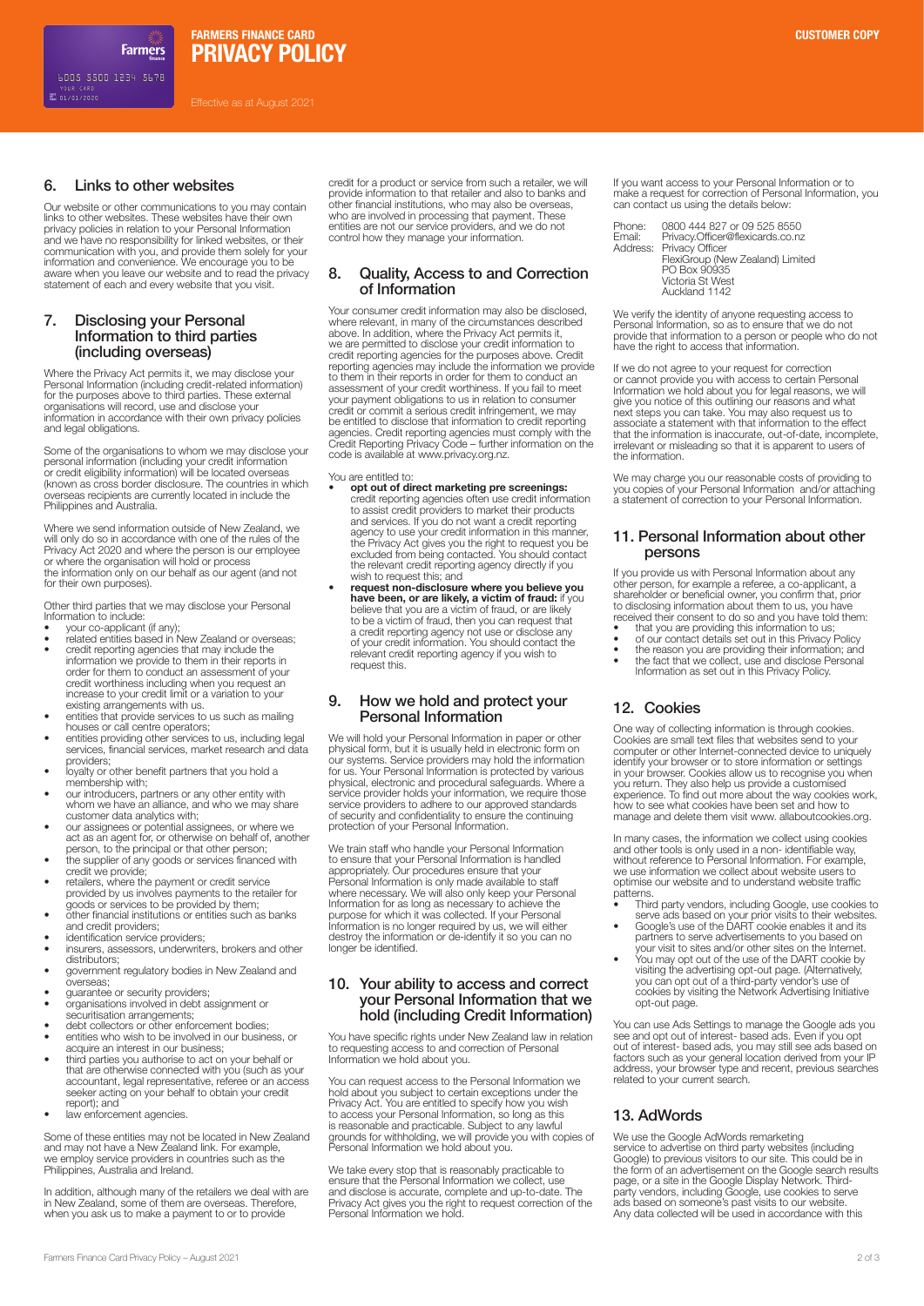## 6. Links to other websites

Our website or other communications to you may contain links to other websites. These websites have their own privacy policies in relation to your Personal Information and we have no responsibility for linked websites, or their communication with you, and provide them solely for your information and convenience. We encourage you to be aware when you leave our website and to read the privacy statement of each and every website that you visit.

## 7. Disclosing your Personal Information to third parties (including overseas)

Where the Privacy Act permits it, we may disclose your Personal Information (including credit-related information) for the purposes above to third parties. These external organisations will record, use and disclose your information in accordance with their own privacy policies and legal obligations.

Some of the organisations to whom we may disclose your personal information (including your credit information or credit eligibility information) will be located overseas (known as cross border disclosure. The countries in which overseas recipients are currently located in include the Philippines and Australia.

Where we send information outside of New Zealand, we will only do so in accordance with one of the rules of the Privacy Act 2020 and where the person is our employee or where the organisation will hold or process the information only on our behalf as our agent (and not for their own purposes).

Other third parties that we may disclose your Personal Information to include:

- your co-applicant (if any);
- related entities based in New Zealand or overseas;
- credit reporting agencies that may include the information we provide to them in their reports in order for them to conduct an assessment of your credit worthiness including when you request an increase to your credit limit or a variation to your existing arrangements with us.
- entities that provide services to us such as mailing houses or call centre operators;
- entities providing other services to us, including legal services, financial services, market research and data providers;
- loyalty or other benefit partners that you hold a membership with;
- our introducers, partners or any other entity with whom we have an alliance, and who we may share customer data analytics with;
- our assignees or potential assignees, or where we act as an agent for, or otherwise on behalf of, another person, to the principal or that other person;
- the supplier of any goods or services financed with credit we provide;
- retailers, where the payment or credit service provided by us involves payments to the retailer for goods or services to be provided by them;
- other financial institutions or entities such as banks and credit providers;
- identification service providers;
- insurers, assessors, underwriters, brokers and other distributors;
- government regulatory bodies in New Zealand and overseas;
- guarantee or security providers;
- organisations involved in debt assignment or securitisation arrangements;
- debt collectors or other enforcement bodies;
- entities who wish to be involved in our business, or acquire an interest in our business;
- third parties you authorise to act on your behalf or that are otherwise connected with you (such as your accountant, legal representative, referee or an access seeker acting on your behalf to obtain your credit report); and
- law enforcement agencies.

Some of these entities may not be located in New Zealand and may not have a New Zealand link. For example, we employ service providers in countries such as the Philippines, Australia and Ireland.

In addition, although many of the retailers we deal with are in New Zealand, some of them are overseas. Therefore, when you ask us to make a payment to or to provide credit for a product or service from such a retailer, we will provide information to that retailer and also to banks and other financial institutions, who may also be overseas, who are involved in processing that payment. These entities are not our service providers, and we do not control how they manage your information.

## 8. Quality, Access to and Correction of Information

Your consumer credit information may also be disclosed, where relevant, in many of the circumstances described above. In addition, where the Privacy Act permits it, we are permitted to disclose your credit information to credit reporting agencies for the purposes above. Credit reporting agencies may include the information we provide to them in their reports in order for them to conduct an assessment of your credit worthiness. If you fail to meet your payment obligations to us in relation to consumer credit or commit a serious credit infringement, we may be entitled to disclose that information to credit reporting agencies. Credit reporting agencies must comply with the Credit Reporting Privacy Code – further information on the code is available at www.privacy.org.nz.

You are entitled to:

- **opt out of direct marketing pre screenings:** credit reporting agencies often use credit information to assist credit providers to market their products and services. If you do not want a credit reporting agency to use your credit information in this manner, the Privacy Act gives you the right to request you be excluded from being contacted. You should contact the relevant credit reporting agency directly if you wish to request this; and
- **request non-disclosure where you believe you have been, or are likely, a victim of fraud:** if you believe that you are a victim of fraud, or are likely to be a victim of fraud, then you can request that a credit reporting agency not use or disclose any of your credit information. You should contact the relevant credit reporting agency if you wish to request this.

## 9. How we hold and protect your Personal Information

We will hold your Personal Information in paper or other physical form, but it is usually held in electronic form on our systems. Service providers may hold the information for us. Your Personal Information is protected by various physical, electronic and procedural safeguards. Where a service provider holds your information, we require those service providers to adhere to our approved standards of security and confidentiality to ensure the continuing protection of your Personal Information.

We train staff who handle your Personal Information to ensure that your Personal Information is handled appropriately. Our procedures ensure that your Personal Information is only made available to staff where necessary. We will also only keep your Personal Information for as long as necessary to achieve the purpose for which it was collected. If your Personal Information is no longer required by us, we will either destroy the information or de-identify it so you can no longer be identified.

## 10. Your ability to access and correct your Personal Information that we hold (including Credit Information)

You have specific rights under New Zealand law in relation to requesting access to and correction of Personal Information we hold about you.

You can request access to the Personal Information we hold about you subject to certain exceptions under the Privacy Act. You are entitled to specify how you wish to access your Personal Information, so long as this is reasonable and practicable. Subject to any lawful grounds for withholding, we will provide you with copies of Personal Information we hold about you.

We take every stop that is reasonably practicable to ensure that the Personal Information we collect, use and disclose is accurate, complete and up-to-date. The Privacy Act gives you the right to request correction of the Personal Information we hold.

If you want access to your Personal Information or to make a request for correction of Personal Information, you can contact us using the details below:

Phone: 0800 444 827 or 09 525 8550
Email: Privacy.Officer@flexicards.co.nz
Address: Privacy Officer
FlexiGroup (New Zealand) Limited
PO Box 90935
Victoria St West
Auckland 1142

We verify the identity of anyone requesting access to Personal Information, so as to ensure that we do not provide that information to a person or people who do not have the right to access that information.

If we do not agree to your request for correction or cannot provide you with access to certain Personal Information we hold about you for legal reasons, we will give you notice of this outlining our reasons and what next steps you can take. You may also request us to associate a statement with that information to the effect that the information is inaccurate, out-of-date, incomplete, irrelevant or misleading so that it is apparent to users of the information.

We may charge you our reasonable costs of providing to you copies of your Personal Information and/or attaching a statement of correction to your Personal Information.

## 11. Personal Information about other persons

If you provide us with Personal Information about any other person, for example a referee, a co-applicant, a shareholder or beneficial owner, you confirm that, prior to disclosing information about them to us, you have received their consent to do so and you have told them:

- that you are providing this information to us;
- of our contact details set out in this Privacy Policy
- the reason you are providing their information; and
- the fact that we collect, use and disclose Personal Information as set out in this Privacy Policy.

## 12. Cookies

One way of collecting information is through cookies. Cookies are small text files that websites send to your computer or other Internet-connected device to uniquely identify your browser or to store information or settings in your browser. Cookies allow us to recognise you when you return. They also help us provide a customised experience. To find out more about the way cookies work, how to see what cookies have been set and how to manage and delete them visit www.allaboutcookies.org.

In many cases, the information we collect using cookies and other tools is only used in a non- identifiable way, without reference to Personal Information. For example, we use information we collect about website users to optimise our website and to understand website traffic patterns.

- Third party vendors, including Google, use cookies to serve ads based on your prior visits to their websites.
- Google's use of the DART cookie enables it and its partners to serve advertisements to you based on your visit to sites and/or other sites on the Internet.
- You may opt out of the use of the DART cookie by visiting the advertising opt-out page. (Alternatively, you can opt out of a third-party vendor's use of cookies by visiting the Network Advertising Initiative opt-out page.

You can use Ads Settings to manage the Google ads you see and opt out of interest- based ads. Even if you opt out of interest- based ads, you may still see ads based on factors such as your general location derived from your IP address, your browser type and recent, previous searches related to your current search.

## 13. AdWords

We use the Google AdWords remarketing service to advertise on third party websites (including Google) to previous visitors to our site. This could be in the form of an advertisement on the Google search results page, or a site in the Google Display Network. Third-party vendors, including Google, use cookies to serve ads based on someone's past visits to our website. Any data collected will be used in accordance with this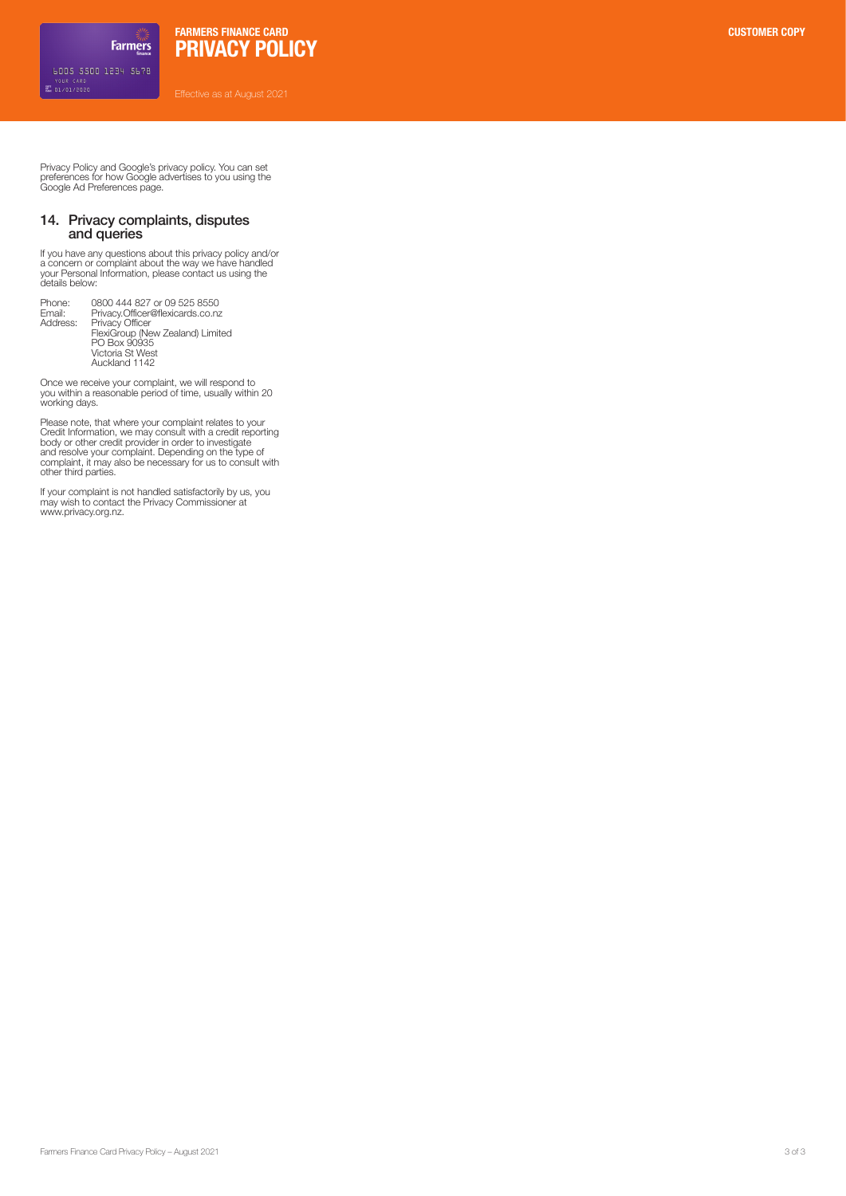Privacy Policy and Google's privacy policy. You can set preferences for how Google advertises to you using the Google Ad Preferences page.

## 14. Privacy complaints, disputes and queries

If you have any questions about this privacy policy and/or a concern or complaint about the way we have handled your Personal Information, please contact us using the details below:

Phone: 0800 444 827 or 09 525 8550
Email: Privacy.Officer@flexicards.co.nz
Address: Privacy Officer
FlexiGroup (New Zealand) Limited
PO Box 90935
Victoria St West
Auckland 1142

Once we receive your complaint, we will respond to you within a reasonable period of time, usually within 20 working days.

Please note, that where your complaint relates to your Credit Information, we may consult with a credit reporting body or other credit provider in order to investigate and resolve your complaint. Depending on the type of complaint, it may also be necessary for us to consult with other third parties.

If your complaint is not handled satisfactorily by us, you may wish to contact the Privacy Commissioner at www.privacy.org.nz.